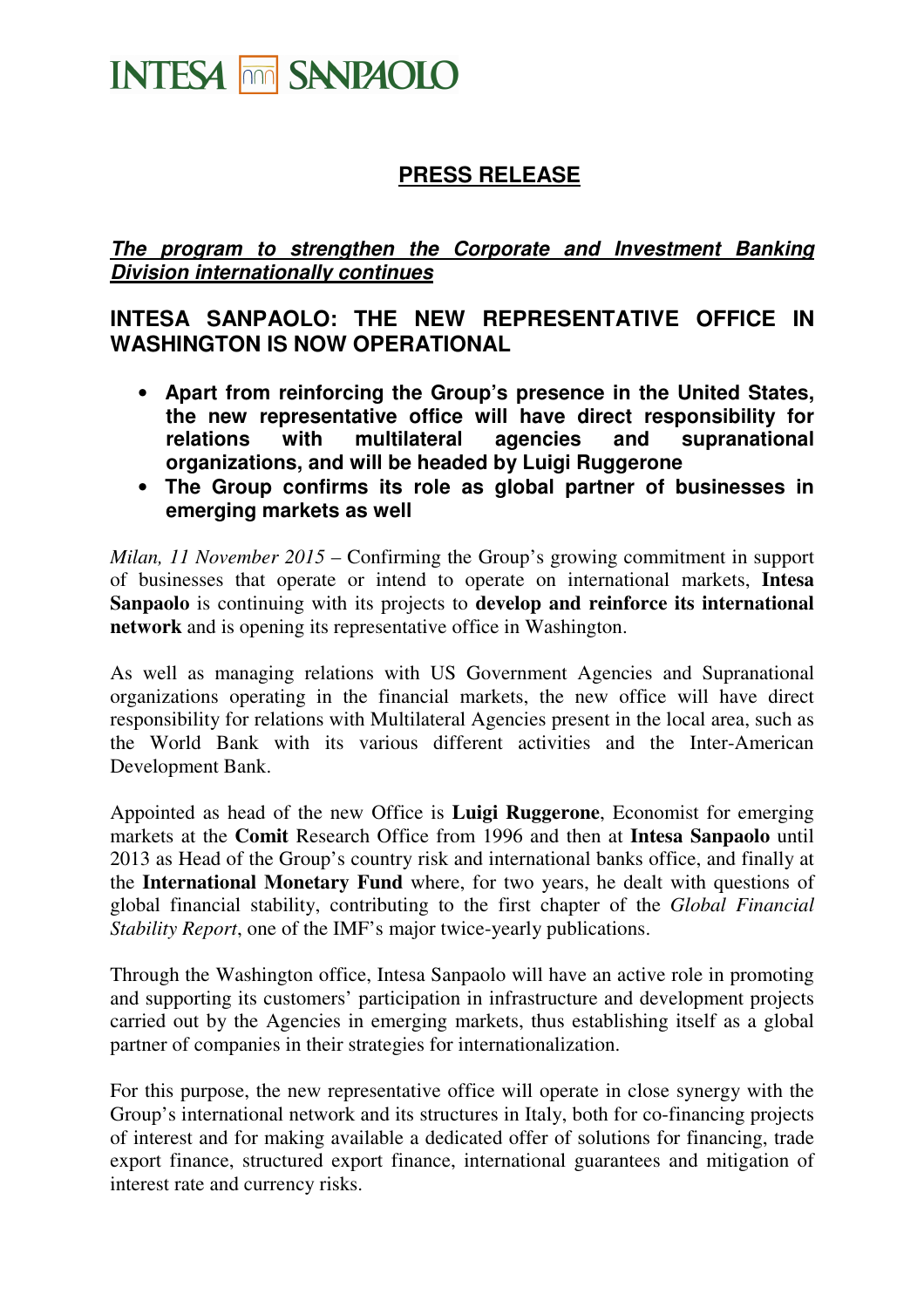INTESA SANPAOLO

## PRESS RELEASE

***The program to strengthen the Corporate and Investment Banking Division internationally continues***

# INTESA SANPAOLO: THE NEW REPRESENTATIVE OFFICE IN WASHINGTON IS NOW OPERATIONAL

- **Apart from reinforcing the Group's presence in the United States, the new representative office will have direct responsibility for relations with multilateral agencies and supranational organizations, and will be headed by Luigi Ruggerone**
- **The Group confirms its role as global partner of businesses in emerging markets as well**

*Milan, 11 November 2015* – Confirming the Group's growing commitment in support of businesses that operate or intend to operate on international markets, **Intesa Sanpaolo** is continuing with its projects to **develop and reinforce its international network** and is opening its representative office in Washington.

As well as managing relations with US Government Agencies and Supranational organizations operating in the financial markets, the new office will have direct responsibility for relations with Multilateral Agencies present in the local area, such as the World Bank with its various different activities and the Inter-American Development Bank.

Appointed as head of the new Office is **Luigi Ruggerone**, Economist for emerging markets at the **Comit** Research Office from 1996 and then at **Intesa Sanpaolo** until 2013 as Head of the Group's country risk and international banks office, and finally at the **International Monetary Fund** where, for two years, he dealt with questions of global financial stability, contributing to the first chapter of the *Global Financial Stability Report*, one of the IMF's major twice-yearly publications.

Through the Washington office, Intesa Sanpaolo will have an active role in promoting and supporting its customers' participation in infrastructure and development projects carried out by the Agencies in emerging markets, thus establishing itself as a global partner of companies in their strategies for internationalization.

For this purpose, the new representative office will operate in close synergy with the Group's international network and its structures in Italy, both for co-financing projects of interest and for making available a dedicated offer of solutions for financing, trade export finance, structured export finance, international guarantees and mitigation of interest rate and currency risks.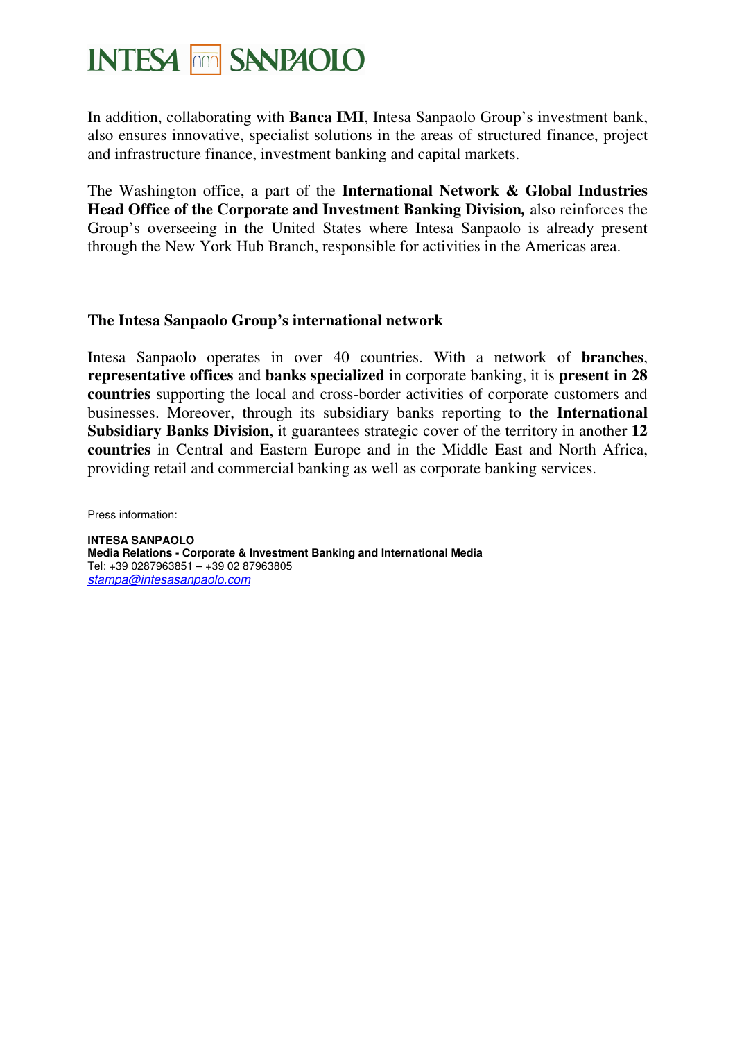In addition, collaborating with **Banca IMI**, Intesa Sanpaolo Group's investment bank, also ensures innovative, specialist solutions in the areas of structured finance, project and infrastructure finance, investment banking and capital markets.

The Washington office, a part of the **International Network & Global Industries Head Office of the Corporate and Investment Banking Division***,* also reinforces the Group's overseeing in the United States where Intesa Sanpaolo is already present through the New York Hub Branch, responsible for activities in the Americas area.

### The Intesa Sanpaolo Group's international network

Intesa Sanpaolo operates in over 40 countries. With a network of **branches**, **representative offices** and **banks specialized** in corporate banking, it is **present in 28 countries** supporting the local and cross-border activities of corporate customers and businesses. Moreover, through its subsidiary banks reporting to the **International Subsidiary Banks Division**, it guarantees strategic cover of the territory in another **12 countries** in Central and Eastern Europe and in the Middle East and North Africa, providing retail and commercial banking as well as corporate banking services.

Press information:

**INTESA SANPAOLO**
**Media Relations - Corporate & Investment Banking and International Media**
Tel: +39 0287963851 – +39 02 87963805
*stampa@intesasanpaolo.com*